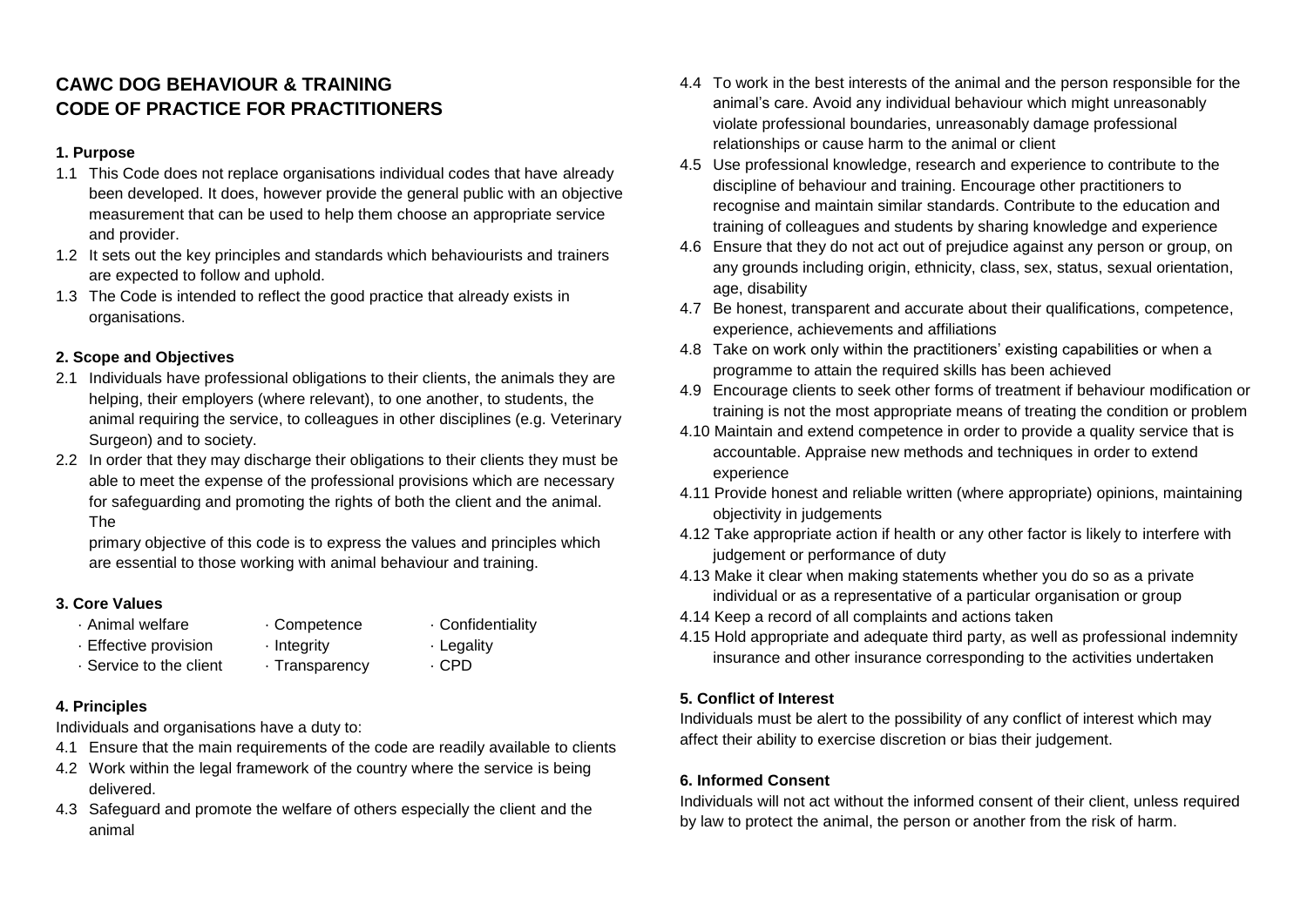# CAWC DOG BEHAVIOUR & TRAINING
# CODE OF PRACTICE FOR PRACTITIONERS

## 1. Purpose

1.1 This Code does not replace organisations individual codes that have already been developed. It does, however provide the general public with an objective measurement that can be used to help them choose an appropriate service and provider.

1.2 It sets out the key principles and standards which behaviourists and trainers are expected to follow and uphold.

1.3 The Code is intended to reflect the good practice that already exists in organisations.

## 2. Scope and Objectives

2.1 Individuals have professional obligations to their clients, the animals they are helping, their employers (where relevant), to one another, to students, the animal requiring the service, to colleagues in other disciplines (e.g. Veterinary Surgeon) and to society.

2.2 In order that they may discharge their obligations to their clients they must be able to meet the expense of the professional provisions which are necessary for safeguarding and promoting the rights of both the client and the animal. The

primary objective of this code is to express the values and principles which are essential to those working with animal behaviour and training.

## 3. Core Values

- Animal welfare
- Effective provision
- Service to the client
- Competence
- Integrity
- Transparency
- Confidentiality
- Legality
- CPD

## 4. Principles

Individuals and organisations have a duty to:

4.1 Ensure that the main requirements of the code are readily available to clients

4.2 Work within the legal framework of the country where the service is being delivered.

4.3 Safeguard and promote the welfare of others especially the client and the animal

4.4 To work in the best interests of the animal and the person responsible for the animal's care. Avoid any individual behaviour which might unreasonably violate professional boundaries, unreasonably damage professional relationships or cause harm to the animal or client

4.5 Use professional knowledge, research and experience to contribute to the discipline of behaviour and training. Encourage other practitioners to recognise and maintain similar standards. Contribute to the education and training of colleagues and students by sharing knowledge and experience

4.6 Ensure that they do not act out of prejudice against any person or group, on any grounds including origin, ethnicity, class, sex, status, sexual orientation, age, disability

4.7 Be honest, transparent and accurate about their qualifications, competence, experience, achievements and affiliations

4.8 Take on work only within the practitioners' existing capabilities or when a programme to attain the required skills has been achieved

4.9 Encourage clients to seek other forms of treatment if behaviour modification or training is not the most appropriate means of treating the condition or problem

4.10 Maintain and extend competence in order to provide a quality service that is accountable. Appraise new methods and techniques in order to extend experience

4.11 Provide honest and reliable written (where appropriate) opinions, maintaining objectivity in judgements

4.12 Take appropriate action if health or any other factor is likely to interfere with judgement or performance of duty

4.13 Make it clear when making statements whether you do so as a private individual or as a representative of a particular organisation or group

4.14 Keep a record of all complaints and actions taken

4.15 Hold appropriate and adequate third party, as well as professional indemnity insurance and other insurance corresponding to the activities undertaken

## 5. Conflict of Interest

Individuals must be alert to the possibility of any conflict of interest which may affect their ability to exercise discretion or bias their judgement.

## 6. Informed Consent

Individuals will not act without the informed consent of their client, unless required by law to protect the animal, the person or another from the risk of harm.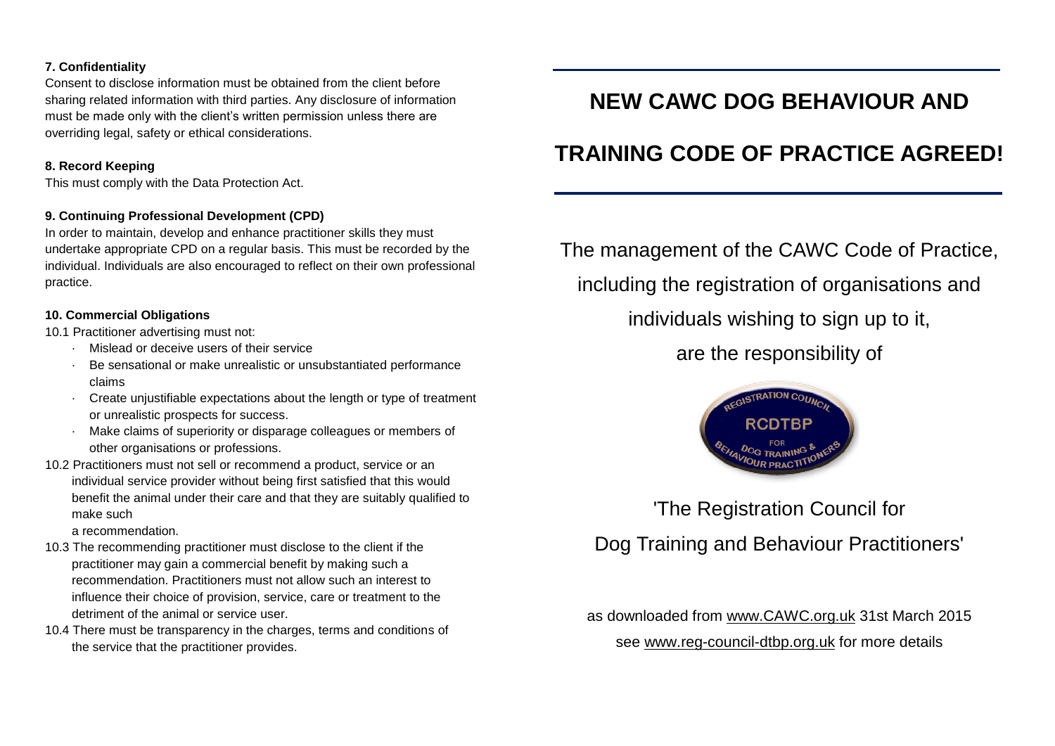**7. Confidentiality**

Consent to disclose information must be obtained from the client before sharing related information with third parties. Any disclosure of information must be made only with the client's written permission unless there are overriding legal, safety or ethical considerations.

**8. Record Keeping**

This must comply with the Data Protection Act.

**9. Continuing Professional Development (CPD)**

In order to maintain, develop and enhance practitioner skills they must undertake appropriate CPD on a regular basis. This must be recorded by the individual. Individuals are also encouraged to reflect on their own professional practice.

**10. Commercial Obligations**

10.1 Practitioner advertising must not:

- Mislead or deceive users of their service
- Be sensational or make unrealistic or unsubstantiated performance claims
- Create unjustifiable expectations about the length or type of treatment or unrealistic prospects for success.
- Make claims of superiority or disparage colleagues or members of other organisations or professions.

10.2 Practitioners must not sell or recommend a product, service or an individual service provider without being first satisfied that this would benefit the animal under their care and that they are suitably qualified to make such a recommendation.

10.3 The recommending practitioner must disclose to the client if the practitioner may gain a commercial benefit by making such a recommendation. Practitioners must not allow such an interest to influence their choice of provision, service, care or treatment to the detriment of the animal or service user.

10.4 There must be transparency in the charges, terms and conditions of the service that the practitioner provides.

# NEW CAWC DOG BEHAVIOUR AND TRAINING CODE OF PRACTICE AGREED!

The management of the CAWC Code of Practice, including the registration of organisations and individuals wishing to sign up to it, are the responsibility of

REGISTRATION COUNCIL RCDTBP FOR DOG TRAINING & BEHAVIOUR PRACTITIONERS

'The Registration Council for Dog Training and Behaviour Practitioners'

as downloaded from www.CAWC.org.uk 31st March 2015

see www.reg-council-dtbp.org.uk for more details